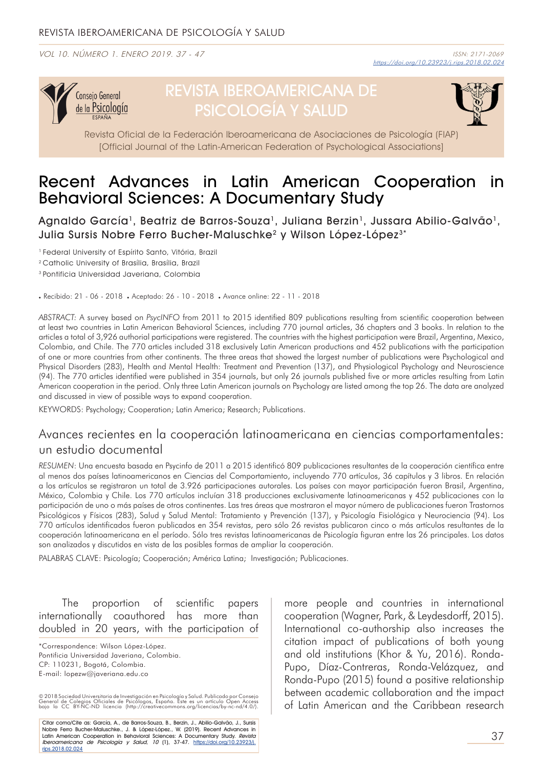# Recent Advances in Latin American Cooperation in Behavioral Sciences: A Documentary Study

Agnaldo García[1], Beatriz de Barros-Souza[1], Juliana Berzin[1], Jussara Abilio-Galvão[1], Julia Sursis Nobre Ferro Bucher-Maluschke[2] y Wilson López-López[3*]

[1] Federal University of Espírito Santo, Vitória, Brazil

[2] Catholic University of Brasília, Brasília, Brazil

[3] Pontificia Universidad Javeriana, Colombia

• Recibido: 21 - 06 - 2018 • Aceptado: 26 - 10 - 2018 • Avance online: 22 - 11 - 2018

*ABSTRACT:* A survey based on *PsycINFO* from 2011 to 2015 identified 809 publications resulting from scientific cooperation between at least two countries in Latin American Behavioral Sciences, including 770 journal articles, 36 chapters and 3 books. In relation to the articles a total of 3,926 authorial participations were registered. The countries with the highest participation were Brazil, Argentina, Mexico, Colombia, and Chile. The 770 articles included 318 exclusively Latin American productions and 452 publications with the participation of one or more countries from other continents. The three areas that showed the largest number of publications were Psychological and Physical Disorders (283), Health and Mental Health: Treatment and Prevention (137), and Physiological Psychology and Neuroscience (94). The 770 articles identified were published in 354 journals, but only 26 journals published five or more articles resulting from Latin American cooperation in the period. Only three Latin American journals on Psychology are listed among the top 26. The data are analyzed and discussed in view of possible ways to expand cooperation.

KEYWORDS: Psychology; Cooperation; Latin America; Research; Publications.

## Avances recientes en la cooperación latinoamericana en ciencias comportamentales: un estudio documental

*RESUMEN*: Una encuesta basada en Psycinfo de 2011 a 2015 identificó 809 publicaciones resultantes de la cooperación científica entre al menos dos países latinoamericanos en Ciencias del Comportamiento, incluyendo 770 artículos, 36 capítulos y 3 libros. En relación a los artículos se registraron un total de 3.926 participaciones autorales. Los países con mayor participación fueron Brasil, Argentina, México, Colombia y Chile. Los 770 artículos incluían 318 producciones exclusivamente latinoamericanas y 452 publicaciones con la participación de uno o más países de otros continentes. Las tres áreas que mostraron el mayor número de publicaciones fueron Trastornos Psicológicos y Físicos (283), Salud y Salud Mental: Tratamiento y Prevención (137), y Psicología Fisiológica y Neurociencia (94). Los 770 artículos identificados fueron publicados en 354 revistas, pero sólo 26 revistas publicaron cinco o más artículos resultantes de la cooperación latinoamericana en el período. Sólo tres revistas latinoamericanas de Psicología figuran entre las 26 principales. Los datos son analizados y discutidos en vista de las posibles formas de ampliar la cooperación.

PALABRAS CLAVE: Psicología; Cooperación; América Latina; Investigación; Publicaciones.

The proportion of scientific papers internationally coauthored has more than doubled in 20 years, with the participation of more people and countries in international cooperation (Wagner, Park, & Leydesdorff, 2015). International co-authorship also increases the citation impact of publications of both young and old institutions (Khor & Yu, 2016). Ronda-Pupo, Díaz-Contreras, Ronda-Velázquez, and Ronda-Pupo (2015) found a positive relationship between academic collaboration and the impact of Latin American and the Caribbean research

*Correspondence: Wilson López-López. Pontificia Universidad Javeriana, Colombia. CP: 110231, Bogotá, Colombia. E-mail: lopezw@javeriana.edu.co

© 2018 Sociedad Universitaria de Investigación en Psicología y Salud. Publicado por Consejo General de Colegios Oficiales de Psicólogos, España. Este es un artículo Open Access bajo la CC BY-NC-ND licencia (http://creativecommons.org/licencias/by-nc-nd/4.0/).

Citar como/Cite as: García, A., de Barros-Souza, B., Berzin, J., Abilio-Galvão, J., Sursis Nobre Ferro Bucher-Maluschke., J. & López-López., W. (2019). Recent Advances in Latin American Cooperation in Behavioral Sciences: A Documentary Study. *Revista Iberoamericana de Psicología y Salud, 10* (1), 37-47. https://doi.org/10.23923/j.rips.2018.02.024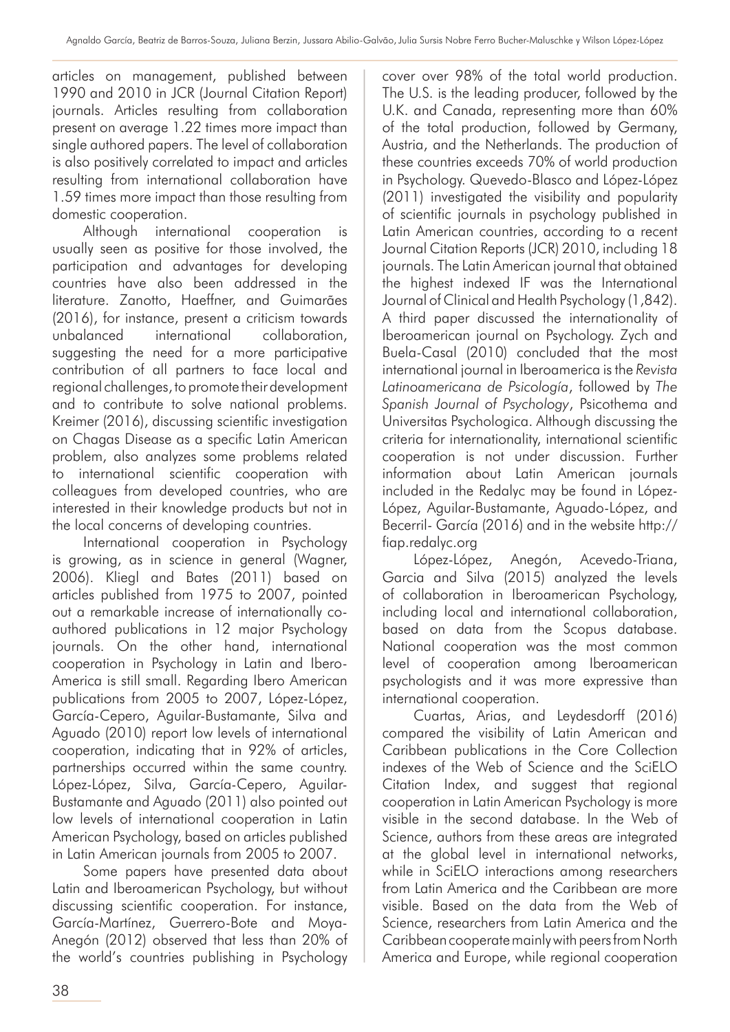articles on management, published between 1990 and 2010 in JCR (Journal Citation Report) journals. Articles resulting from collaboration present on average 1.22 times more impact than single authored papers. The level of collaboration is also positively correlated to impact and articles resulting from international collaboration have 1.59 times more impact than those resulting from domestic cooperation.

Although international cooperation is usually seen as positive for those involved, the participation and advantages for developing countries have also been addressed in the literature. Zanotto, Haeffner, and Guimarães (2016), for instance, present a criticism towards unbalanced international collaboration, suggesting the need for a more participative contribution of all partners to face local and regional challenges, to promote their development and to contribute to solve national problems. Kreimer (2016), discussing scientific investigation on Chagas Disease as a specific Latin American problem, also analyzes some problems related to international scientific cooperation with colleagues from developed countries, who are interested in their knowledge products but not in the local concerns of developing countries.

International cooperation in Psychology is growing, as in science in general (Wagner, 2006). Kliegl and Bates (2011) based on articles published from 1975 to 2007, pointed out a remarkable increase of internationally co-authored publications in 12 major Psychology journals. On the other hand, international cooperation in Psychology in Latin and Ibero-America is still small. Regarding Ibero American publications from 2005 to 2007, López-López, García-Cepero, Aguilar-Bustamante, Silva and Aguado (2010) report low levels of international cooperation, indicating that in 92% of articles, partnerships occurred within the same country. López-López, Silva, García-Cepero, Aguilar-Bustamante and Aguado (2011) also pointed out low levels of international cooperation in Latin American Psychology, based on articles published in Latin American journals from 2005 to 2007.

Some papers have presented data about Latin and Iberoamerican Psychology, but without discussing scientific cooperation. For instance, García-Martínez, Guerrero-Bote and Moya-Anegón (2012) observed that less than 20% of the world's countries publishing in Psychology cover over 98% of the total world production. The U.S. is the leading producer, followed by the U.K. and Canada, representing more than 60% of the total production, followed by Germany, Austria, and the Netherlands. The production of these countries exceeds 70% of world production in Psychology. Quevedo-Blasco and López-López (2011) investigated the visibility and popularity of scientific journals in psychology published in Latin American countries, according to a recent Journal Citation Reports (JCR) 2010, including 18 journals. The Latin American journal that obtained the highest indexed IF was the International Journal of Clinical and Health Psychology (1,842). A third paper discussed the internationality of Iberoamerican journal on Psychology. Zych and Buela-Casal (2010) concluded that the most international journal in Iberoamerica is the *Revista Latinoamericana de Psicología*, followed by *The Spanish Journal of Psychology*, Psicothema and Universitas Psychologica. Although discussing the criteria for internationality, international scientific cooperation is not under discussion. Further information about Latin American journals included in the Redalyc may be found in López-López, Aguilar-Bustamante, Aguado-López, and Becerril- García (2016) and in the website http://fiap.redalyc.org

López-López, Anegón, Acevedo-Triana, Garcia and Silva (2015) analyzed the levels of collaboration in Iberoamerican Psychology, including local and international collaboration, based on data from the Scopus database. National cooperation was the most common level of cooperation among Iberoamerican psychologists and it was more expressive than international cooperation.

Cuartas, Arias, and Leydesdorff (2016) compared the visibility of Latin American and Caribbean publications in the Core Collection indexes of the Web of Science and the SciELO Citation Index, and suggest that regional cooperation in Latin American Psychology is more visible in the second database. In the Web of Science, authors from these areas are integrated at the global level in international networks, while in SciELO interactions among researchers from Latin America and the Caribbean are more visible. Based on the data from the Web of Science, researchers from Latin America and the Caribbean cooperate mainly with peers from North America and Europe, while regional cooperation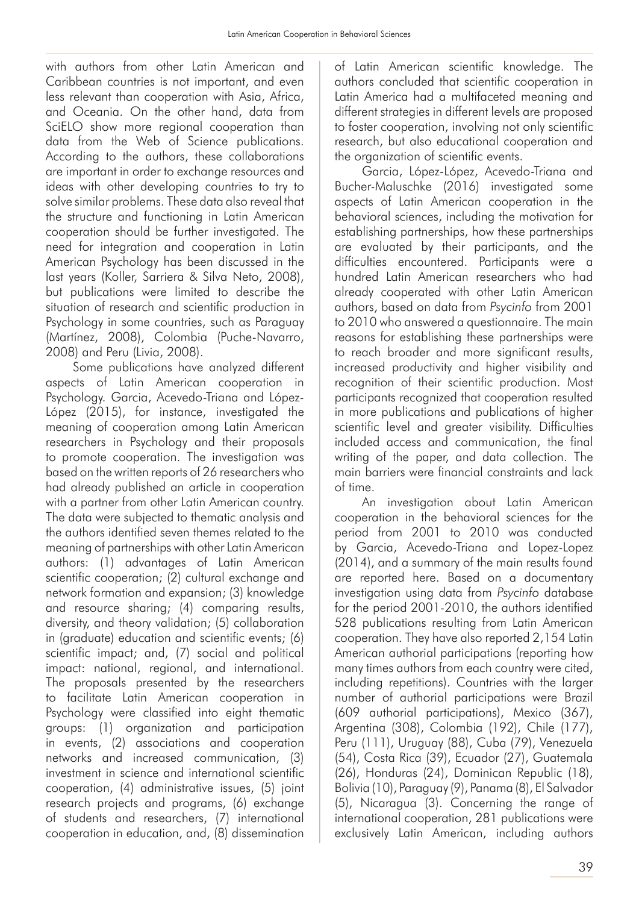with authors from other Latin American and Caribbean countries is not important, and even less relevant than cooperation with Asia, Africa, and Oceania. On the other hand, data from SciELO show more regional cooperation than data from the Web of Science publications. According to the authors, these collaborations are important in order to exchange resources and ideas with other developing countries to try to solve similar problems. These data also reveal that the structure and functioning in Latin American cooperation should be further investigated. The need for integration and cooperation in Latin American Psychology has been discussed in the last years (Koller, Sarriera & Silva Neto, 2008), but publications were limited to describe the situation of research and scientific production in Psychology in some countries, such as Paraguay (Martínez, 2008), Colombia (Puche-Navarro, 2008) and Peru (Livia, 2008).

Some publications have analyzed different aspects of Latin American cooperation in Psychology. Garcia, Acevedo-Triana and López-López (2015), for instance, investigated the meaning of cooperation among Latin American researchers in Psychology and their proposals to promote cooperation. The investigation was based on the written reports of 26 researchers who had already published an article in cooperation with a partner from other Latin American country. The data were subjected to thematic analysis and the authors identified seven themes related to the meaning of partnerships with other Latin American authors: (1) advantages of Latin American scientific cooperation; (2) cultural exchange and network formation and expansion; (3) knowledge and resource sharing; (4) comparing results, diversity, and theory validation; (5) collaboration in (graduate) education and scientific events; (6) scientific impact; and, (7) social and political impact: national, regional, and international. The proposals presented by the researchers to facilitate Latin American cooperation in Psychology were classified into eight thematic groups: (1) organization and participation in events, (2) associations and cooperation networks and increased communication, (3) investment in science and international scientific cooperation, (4) administrative issues, (5) joint research projects and programs, (6) exchange of students and researchers, (7) international cooperation in education, and, (8) dissemination of Latin American scientific knowledge. The authors concluded that scientific cooperation in Latin America had a multifaceted meaning and different strategies in different levels are proposed to foster cooperation, involving not only scientific research, but also educational cooperation and the organization of scientific events.

Garcia, López-López, Acevedo-Triana and Bucher-Maluschke (2016) investigated some aspects of Latin American cooperation in the behavioral sciences, including the motivation for establishing partnerships, how these partnerships are evaluated by their participants, and the difficulties encountered. Participants were a hundred Latin American researchers who had already cooperated with other Latin American authors, based on data from *Psycinfo* from 2001 to 2010 who answered a questionnaire. The main reasons for establishing these partnerships were to reach broader and more significant results, increased productivity and higher visibility and recognition of their scientific production. Most participants recognized that cooperation resulted in more publications and publications of higher scientific level and greater visibility. Difficulties included access and communication, the final writing of the paper, and data collection. The main barriers were financial constraints and lack of time.

An investigation about Latin American cooperation in the behavioral sciences for the period from 2001 to 2010 was conducted by Garcia, Acevedo-Triana and Lopez-Lopez (2014), and a summary of the main results found are reported here. Based on a documentary investigation using data from *Psycinfo* database for the period 2001-2010, the authors identified 528 publications resulting from Latin American cooperation. They have also reported 2,154 Latin American authorial participations (reporting how many times authors from each country were cited, including repetitions). Countries with the larger number of authorial participations were Brazil (609 authorial participations), Mexico (367), Argentina (308), Colombia (192), Chile (177), Peru (111), Uruguay (88), Cuba (79), Venezuela (54), Costa Rica (39), Ecuador (27), Guatemala (26), Honduras (24), Dominican Republic (18), Bolivia (10), Paraguay (9), Panama (8), El Salvador (5), Nicaragua (3). Concerning the range of international cooperation, 281 publications were exclusively Latin American, including authors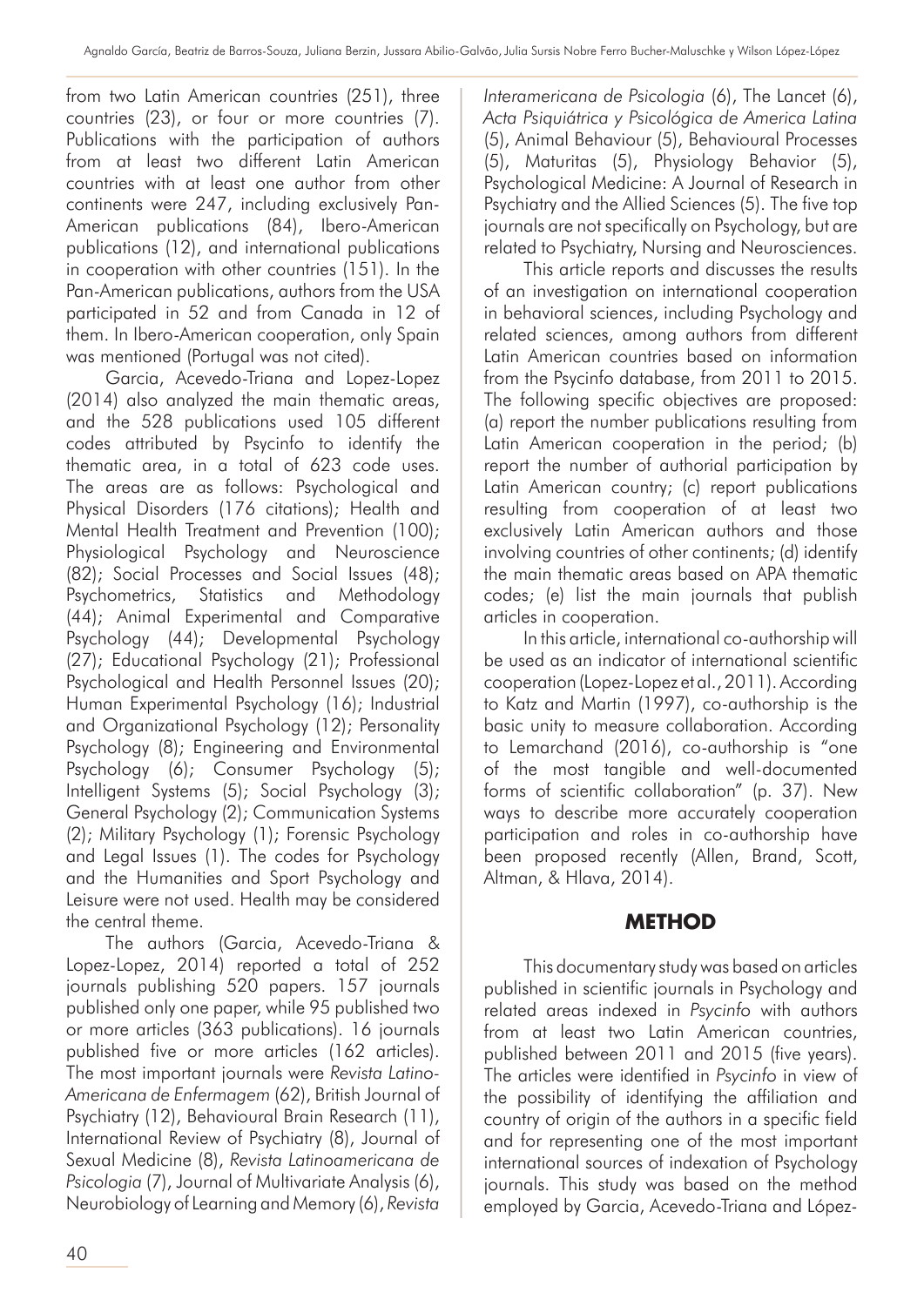from two Latin American countries (251), three countries (23), or four or more countries (7). Publications with the participation of authors from at least two different Latin American countries with at least one author from other continents were 247, including exclusively Pan-American publications (84), Ibero-American publications (12), and international publications in cooperation with other countries (151). In the Pan-American publications, authors from the USA participated in 52 and from Canada in 12 of them. In Ibero-American cooperation, only Spain was mentioned (Portugal was not cited).

Garcia, Acevedo-Triana and Lopez-Lopez (2014) also analyzed the main thematic areas, and the 528 publications used 105 different codes attributed by Psycinfo to identify the thematic area, in a total of 623 code uses. The areas are as follows: Psychological and Physical Disorders (176 citations); Health and Mental Health Treatment and Prevention (100); Physiological Psychology and Neuroscience (82); Social Processes and Social Issues (48); Psychometrics, Statistics and Methodology (44); Animal Experimental and Comparative Psychology (44); Developmental Psychology (27); Educational Psychology (21); Professional Psychological and Health Personnel Issues (20); Human Experimental Psychology (16); Industrial and Organizational Psychology (12); Personality Psychology (8); Engineering and Environmental Psychology (6); Consumer Psychology (5); Intelligent Systems (5); Social Psychology (3); General Psychology (2); Communication Systems (2); Military Psychology (1); Forensic Psychology and Legal Issues (1). The codes for Psychology and the Humanities and Sport Psychology and Leisure were not used. Health may be considered the central theme.

The authors (Garcia, Acevedo-Triana & Lopez-Lopez, 2014) reported a total of 252 journals publishing 520 papers. 157 journals published only one paper, while 95 published two or more articles (363 publications). 16 journals published five or more articles (162 articles). The most important journals were *Revista Latino-Americana de Enfermagem* (62), British Journal of Psychiatry (12), Behavioural Brain Research (11), International Review of Psychiatry (8), Journal of Sexual Medicine (8), *Revista Latinoamericana de Psicologia* (7), Journal of Multivariate Analysis (6), Neurobiology of Learning and Memory (6), *Revista Interamericana de Psicologia* (6), The Lancet (6), *Acta Psiquiátrica y Psicológica de America Latina* (5), Animal Behaviour (5), Behavioural Processes (5), Maturitas (5), Physiology Behavior (5), Psychological Medicine: A Journal of Research in Psychiatry and the Allied Sciences (5). The five top journals are not specifically on Psychology, but are related to Psychiatry, Nursing and Neurosciences.

This article reports and discusses the results of an investigation on international cooperation in behavioral sciences, including Psychology and related sciences, among authors from different Latin American countries based on information from the Psycinfo database, from 2011 to 2015. The following specific objectives are proposed: (a) report the number publications resulting from Latin American cooperation in the period; (b) report the number of authorial participation by Latin American country; (c) report publications resulting from cooperation of at least two exclusively Latin American authors and those involving countries of other continents; (d) identify the main thematic areas based on APA thematic codes; (e) list the main journals that publish articles in cooperation.

In this article, international co-authorship will be used as an indicator of international scientific cooperation (Lopez-Lopez et al., 2011). According to Katz and Martin (1997), co-authorship is the basic unity to measure collaboration. According to Lemarchand (2016), co-authorship is "one of the most tangible and well-documented forms of scientific collaboration" (p. 37). New ways to describe more accurately cooperation participation and roles in co-authorship have been proposed recently (Allen, Brand, Scott, Altman, & Hlava, 2014).

## METHOD

This documentary study was based on articles published in scientific journals in Psychology and related areas indexed in *Psycinfo* with authors from at least two Latin American countries, published between 2011 and 2015 (five years). The articles were identified in *Psycinfo* in view of the possibility of identifying the affiliation and country of origin of the authors in a specific field and for representing one of the most important international sources of indexation of Psychology journals. This study was based on the method employed by Garcia, Acevedo-Triana and López-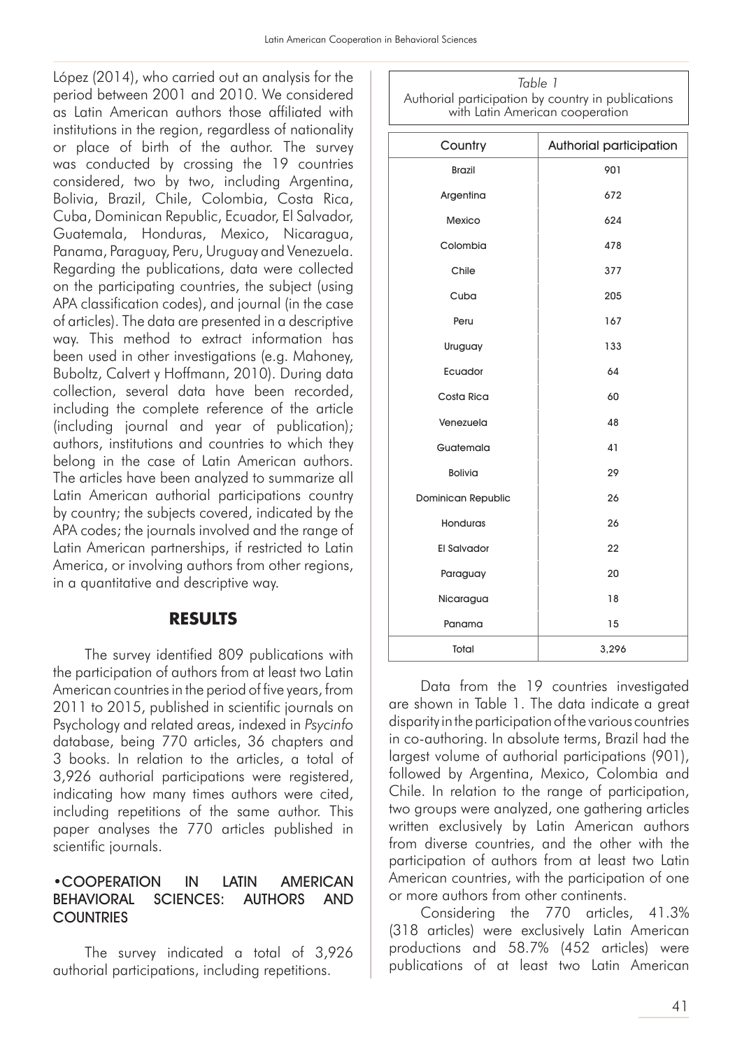López (2014), who carried out an analysis for the period between 2001 and 2010. We considered as Latin American authors those affiliated with institutions in the region, regardless of nationality or place of birth of the author. The survey was conducted by crossing the 19 countries considered, two by two, including Argentina, Bolivia, Brazil, Chile, Colombia, Costa Rica, Cuba, Dominican Republic, Ecuador, El Salvador, Guatemala, Honduras, Mexico, Nicaragua, Panama, Paraguay, Peru, Uruguay and Venezuela. Regarding the publications, data were collected on the participating countries, the subject (using APA classification codes), and journal (in the case of articles). The data are presented in a descriptive way. This method to extract information has been used in other investigations (e.g. Mahoney, Buboltz, Calvert y Hoffmann, 2010). During data collection, several data have been recorded, including the complete reference of the article (including journal and year of publication); authors, institutions and countries to which they belong in the case of Latin American authors. The articles have been analyzed to summarize all Latin American authorial participations country by country; the subjects covered, indicated by the APA codes; the journals involved and the range of Latin American partnerships, if restricted to Latin America, or involving authors from other regions, in a quantitative and descriptive way.

## RESULTS

The survey identified 809 publications with the participation of authors from at least two Latin American countries in the period of five years, from 2011 to 2015, published in scientific journals on Psychology and related areas, indexed in *Psycinfo* database, being 770 articles, 36 chapters and 3 books. In relation to the articles, a total of 3,926 authorial participations were registered, indicating how many times authors were cited, including repetitions of the same author. This paper analyses the 770 articles published in scientific journals.

### •COOPERATION IN LATIN AMERICAN BEHAVIORAL SCIENCES: AUTHORS AND COUNTRIES

The survey indicated a total of 3,926 authorial participations, including repetitions.

*Table 1*
Authorial participation by country in publications with Latin American cooperation

| Country | Authorial participation |
|---|---|
| Brazil | 901 |
| Argentina | 672 |
| Mexico | 624 |
| Colombia | 478 |
| Chile | 377 |
| Cuba | 205 |
| Peru | 167 |
| Uruguay | 133 |
| Ecuador | 64 |
| Costa Rica | 60 |
| Venezuela | 48 |
| Guatemala | 41 |
| Bolivia | 29 |
| Dominican Republic | 26 |
| Honduras | 26 |
| El Salvador | 22 |
| Paraguay | 20 |
| Nicaragua | 18 |
| Panama | 15 |
| Total | 3,296 |

Data from the 19 countries investigated are shown in Table 1. The data indicate a great disparity in the participation of the various countries in co-authoring. In absolute terms, Brazil had the largest volume of authorial participations (901), followed by Argentina, Mexico, Colombia and Chile. In relation to the range of participation, two groups were analyzed, one gathering articles written exclusively by Latin American authors from diverse countries, and the other with the participation of authors from at least two Latin American countries, with the participation of one or more authors from other continents.

Considering the 770 articles, 41.3% (318 articles) were exclusively Latin American productions and 58.7% (452 articles) were publications of at least two Latin American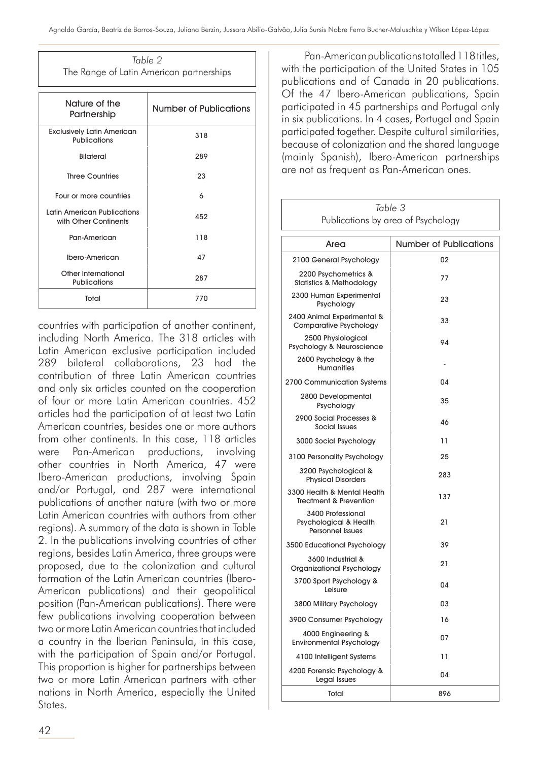*Table 2*
The Range of Latin American partnerships

| Nature of the Partnership | Number of Publications |
|---|---|
| Exclusively Latin American Publications | 318 |
| Bilateral | 289 |
| Three Countries | 23 |
| Four or more countries | 6 |
| Latin American Publications with Other Continents | 452 |
| Pan-American | 118 |
| Ibero-American | 47 |
| Other International Publications | 287 |
| Total | 770 |

countries with participation of another continent, including North America. The 318 articles with Latin American exclusive participation included 289 bilateral collaborations, 23 had the contribution of three Latin American countries and only six articles counted on the cooperation of four or more Latin American countries. 452 articles had the participation of at least two Latin American countries, besides one or more authors from other continents. In this case, 118 articles were Pan-American productions, involving other countries in North America, 47 were Ibero-American productions, involving Spain and/or Portugal, and 287 were international publications of another nature (with two or more Latin American countries with authors from other regions). A summary of the data is shown in Table 2. In the publications involving countries of other regions, besides Latin America, three groups were proposed, due to the colonization and cultural formation of the Latin American countries (Ibero-American publications) and their geopolitical position (Pan-American publications). There were few publications involving cooperation between two or more Latin American countries that included a country in the Iberian Peninsula, in this case, with the participation of Spain and/or Portugal. This proportion is higher for partnerships between two or more Latin American partners with other nations in North America, especially the United States.

Pan-American publications totalled 118 titles, with the participation of the United States in 105 publications and of Canada in 20 publications. Of the 47 Ibero-American publications, Spain participated in 45 partnerships and Portugal only in six publications. In 4 cases, Portugal and Spain participated together. Despite cultural similarities, because of colonization and the shared language (mainly Spanish), Ibero-American partnerships are not as frequent as Pan-American ones.

*Table 3*
Publications by area of Psychology

| Area | Number of Publications |
|---|---|
| 2100 General Psychology | 02 |
| 2200 Psychometrics & Statistics & Methodology | 77 |
| 2300 Human Experimental Psychology | 23 |
| 2400 Animal Experimental & Comparative Psychology | 33 |
| 2500 Physiological Psychology & Neuroscience | 94 |
| 2600 Psychology & the Humanities | - |
| 2700 Communication Systems | 04 |
| 2800 Developmental Psychology | 35 |
| 2900 Social Processes & Social Issues | 46 |
| 3000 Social Psychology | 11 |
| 3100 Personality Psychology | 25 |
| 3200 Psychological & Physical Disorders | 283 |
| 3300 Health & Mental Health Treatment & Prevention | 137 |
| 3400 Professional Psychological & Health Personnel Issues | 21 |
| 3500 Educational Psychology | 39 |
| 3600 Industrial & Organizational Psychology | 21 |
| 3700 Sport Psychology & Leisure | 04 |
| 3800 Military Psychology | 03 |
| 3900 Consumer Psychology | 16 |
| 4000 Engineering & Environmental Psychology | 07 |
| 4100 Intelligent Systems | 11 |
| 4200 Forensic Psychology & Legal Issues | 04 |
| Total | 896 |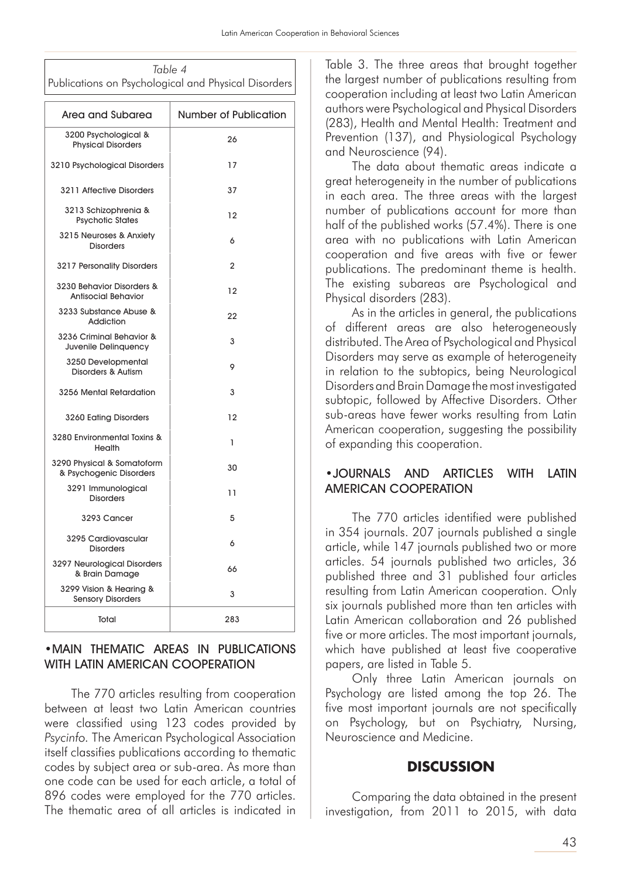*Table 4*
Publications on Psychological and Physical Disorders

| Area and Subarea | Number of Publication |
| --- | --- |
| 3200 Psychological & Physical Disorders | 26 |
| 3210 Psychological Disorders | 17 |
| 3211 Affective Disorders | 37 |
| 3213 Schizophrenia & Psychotic States | 12 |
| 3215 Neuroses & Anxiety Disorders | 6 |
| 3217 Personality Disorders | 2 |
| 3230 Behavior Disorders & Antisocial Behavior | 12 |
| 3233 Substance Abuse & Addiction | 22 |
| 3236 Criminal Behavior & Juvenile Delinquency | 3 |
| 3250 Developmental Disorders & Autism | 9 |
| 3256 Mental Retardation | 3 |
| 3260 Eating Disorders | 12 |
| 3280 Environmental Toxins & Health | 1 |
| 3290 Physical & Somatoform & Psychogenic Disorders | 30 |
| 3291 Immunological Disorders | 11 |
| 3293 Cancer | 5 |
| 3295 Cardiovascular Disorders | 6 |
| 3297 Neurological Disorders & Brain Damage | 66 |
| 3299 Vision & Hearing & Sensory Disorders | 3 |
| Total | 283 |

## • MAIN THEMATIC AREAS IN PUBLICATIONS WITH LATIN AMERICAN COOPERATION

The 770 articles resulting from cooperation between at least two Latin American countries were classified using 123 codes provided by *Psycinfo*. The American Psychological Association itself classifies publications according to thematic codes by subject area or sub-area. As more than one code can be used for each article, a total of 896 codes were employed for the 770 articles. The thematic area of all articles is indicated in Table 3. The three areas that brought together the largest number of publications resulting from cooperation including at least two Latin American authors were Psychological and Physical Disorders (283), Health and Mental Health: Treatment and Prevention (137), and Physiological Psychology and Neuroscience (94).

The data about thematic areas indicate a great heterogeneity in the number of publications in each area. The three areas with the largest number of publications account for more than half of the published works (57.4%). There is one area with no publications with Latin American cooperation and five areas with five or fewer publications. The predominant theme is health. The existing subareas are Psychological and Physical disorders (283).

As in the articles in general, the publications of different areas are also heterogeneously distributed. The Area of Psychological and Physical Disorders may serve as example of heterogeneity in relation to the subtopics, being Neurological Disorders and Brain Damage the most investigated subtopic, followed by Affective Disorders. Other sub-areas have fewer works resulting from Latin American cooperation, suggesting the possibility of expanding this cooperation.

## • JOURNALS AND ARTICLES WITH LATIN AMERICAN COOPERATION

The 770 articles identified were published in 354 journals. 207 journals published a single article, while 147 journals published two or more articles. 54 journals published two articles, 36 published three and 31 published four articles resulting from Latin American cooperation. Only six journals published more than ten articles with Latin American collaboration and 26 published five or more articles. The most important journals, which have published at least five cooperative papers, are listed in Table 5.

Only three Latin American journals on Psychology are listed among the top 26. The five most important journals are not specifically on Psychology, but on Psychiatry, Nursing, Neuroscience and Medicine.

# DISCUSSION

Comparing the data obtained in the present investigation, from 2011 to 2015, with data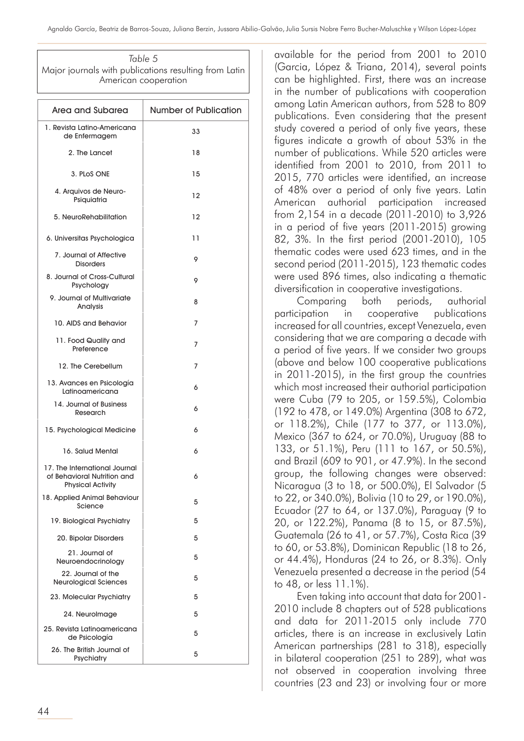*Table 5*
Major journals with publications resulting from Latin American cooperation

| Area and Subarea | Number of Publication |
|---|---|
| 1. Revista Latino-Americana de Enfermagem | 33 |
| 2. The Lancet | 18 |
| 3. PLoS ONE | 15 |
| 4. Arquivos de Neuro-Psiquiatria | 12 |
| 5. NeuroRehabilitation | 12 |
| 6. Universitas Psychologica | 11 |
| 7. Journal of Affective Disorders | 9 |
| 8. Journal of Cross-Cultural Psychology | 9 |
| 9. Journal of Multivariate Analysis | 8 |
| 10. AIDS and Behavior | 7 |
| 11. Food Quality and Preference | 7 |
| 12. The Cerebellum | 7 |
| 13. Avances en Psicología Latinoamericana | 6 |
| 14. Journal of Business Research | 6 |
| 15. Psychological Medicine | 6 |
| 16. Salud Mental | 6 |
| 17. The International Journal of Behavioral Nutrition and Physical Activity | 6 |
| 18. Applied Animal Behaviour Science | 5 |
| 19. Biological Psychiatry | 5 |
| 20. Bipolar Disorders | 5 |
| 21. Journal of Neuroendocrinology | 5 |
| 22. Journal of the Neurological Sciences | 5 |
| 23. Molecular Psychiatry | 5 |
| 24. NeuroImage | 5 |
| 25. Revista Latinoamericana de Psicología | 5 |
| 26. The British Journal of Psychiatry | 5 |

available for the period from 2001 to 2010 (Garcia, López & Triana, 2014), several points can be highlighted. First, there was an increase in the number of publications with cooperation among Latin American authors, from 528 to 809 publications. Even considering that the present study covered a period of only five years, these figures indicate a growth of about 53% in the number of publications. While 520 articles were identified from 2001 to 2010, from 2011 to 2015, 770 articles were identified, an increase of 48% over a period of only five years. Latin American authorial participation increased from 2,154 in a decade (2011-2010) to 3,926 in a period of five years (2011-2015) growing 82, 3%. In the first period (2001-2010), 105 thematic codes were used 623 times, and in the second period (2011-2015), 123 thematic codes were used 896 times, also indicating a thematic diversification in cooperative investigations.

Comparing both periods, authorial participation in cooperative publications increased for all countries, except Venezuela, even considering that we are comparing a decade with a period of five years. If we consider two groups (above and below 100 cooperative publications in 2011-2015), in the first group the countries which most increased their authorial participation were Cuba (79 to 205, or 159.5%), Colombia (192 to 478, or 149.0%) Argentina (308 to 672, or 118.2%), Chile (177 to 377, or 113.0%), Mexico (367 to 624, or 70.0%), Uruguay (88 to 133, or 51.1%), Peru (111 to 167, or 50.5%), and Brazil (609 to 901, or 47.9%). In the second group, the following changes were observed: Nicaragua (3 to 18, or 500.0%), El Salvador (5 to 22, or 340.0%), Bolivia (10 to 29, or 190.0%), Ecuador (27 to 64, or 137.0%), Paraguay (9 to 20, or 122.2%), Panama (8 to 15, or 87.5%), Guatemala (26 to 41, or 57.7%), Costa Rica (39 to 60, or 53.8%), Dominican Republic (18 to 26, or 44.4%), Honduras (24 to 26, or 8.3%). Only Venezuela presented a decrease in the period (54 to 48, or less 11.1%).

Even taking into account that data for 2001-2010 include 8 chapters out of 528 publications and data for 2011-2015 only include 770 articles, there is an increase in exclusively Latin American partnerships (281 to 318), especially in bilateral cooperation (251 to 289), what was not observed in cooperation involving three countries (23 and 23) or involving four or more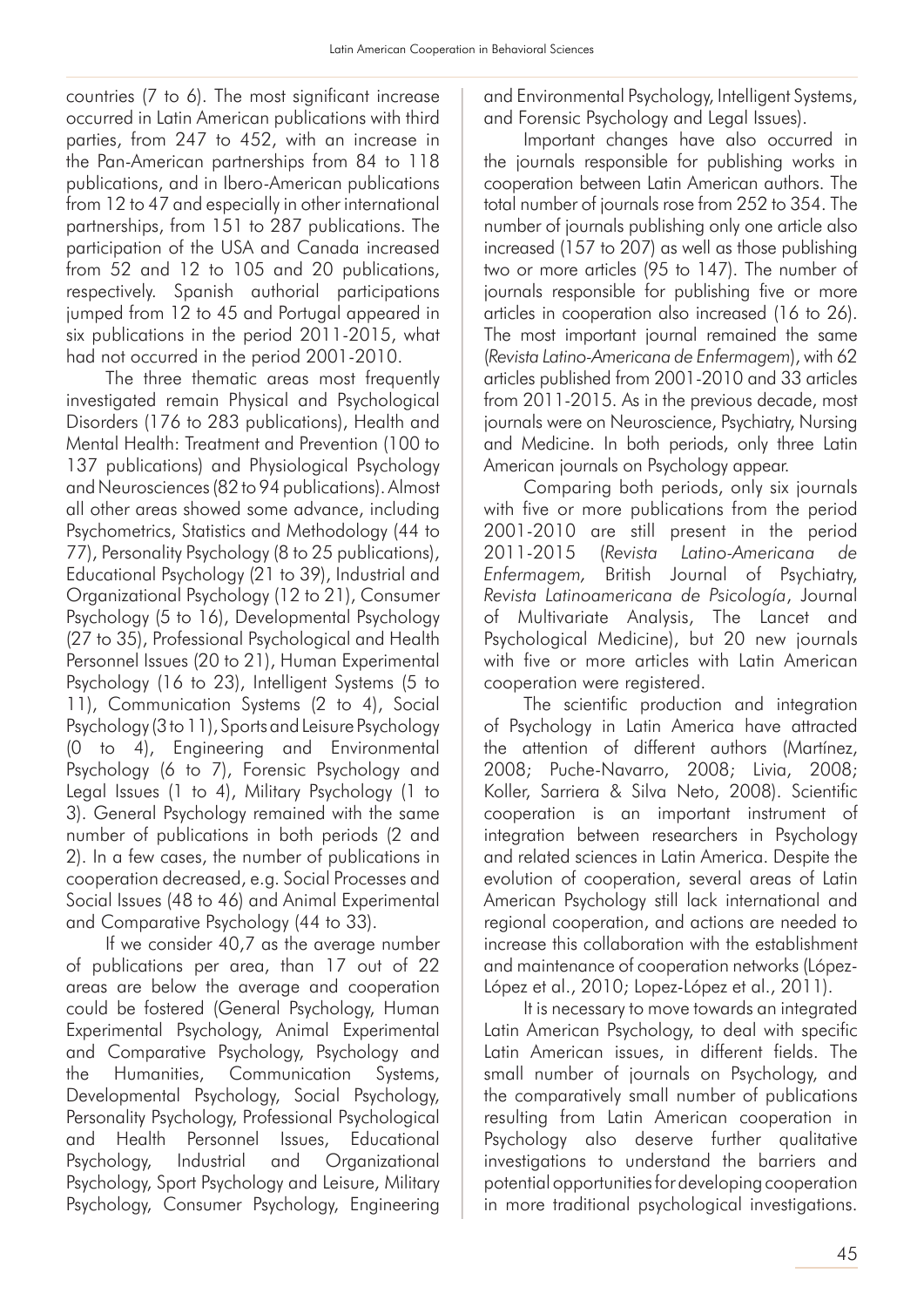countries (7 to 6). The most significant increase occurred in Latin American publications with third parties, from 247 to 452, with an increase in the Pan-American partnerships from 84 to 118 publications, and in Ibero-American publications from 12 to 47 and especially in other international partnerships, from 151 to 287 publications. The participation of the USA and Canada increased from 52 and 12 to 105 and 20 publications, respectively. Spanish authorial participations jumped from 12 to 45 and Portugal appeared in six publications in the period 2011-2015, what had not occurred in the period 2001-2010.

The three thematic areas most frequently investigated remain Physical and Psychological Disorders (176 to 283 publications), Health and Mental Health: Treatment and Prevention (100 to 137 publications) and Physiological Psychology and Neurosciences (82 to 94 publications). Almost all other areas showed some advance, including Psychometrics, Statistics and Methodology (44 to 77), Personality Psychology (8 to 25 publications), Educational Psychology (21 to 39), Industrial and Organizational Psychology (12 to 21), Consumer Psychology (5 to 16), Developmental Psychology (27 to 35), Professional Psychological and Health Personnel Issues (20 to 21), Human Experimental Psychology (16 to 23), Intelligent Systems (5 to 11), Communication Systems (2 to 4), Social Psychology (3 to 11), Sports and Leisure Psychology (0 to 4), Engineering and Environmental Psychology (6 to 7), Forensic Psychology and Legal Issues (1 to 4), Military Psychology (1 to 3). General Psychology remained with the same number of publications in both periods (2 and 2). In a few cases, the number of publications in cooperation decreased, e.g. Social Processes and Social Issues (48 to 46) and Animal Experimental and Comparative Psychology (44 to 33).

If we consider 40,7 as the average number of publications per area, than 17 out of 22 areas are below the average and cooperation could be fostered (General Psychology, Human Experimental Psychology, Animal Experimental and Comparative Psychology, Psychology and the Humanities, Communication Systems, Developmental Psychology, Social Psychology, Personality Psychology, Professional Psychological and Health Personnel Issues, Educational Psychology, Industrial and Organizational Psychology, Sport Psychology and Leisure, Military Psychology, Consumer Psychology, Engineering and Environmental Psychology, Intelligent Systems, and Forensic Psychology and Legal Issues).

Important changes have also occurred in the journals responsible for publishing works in cooperation between Latin American authors. The total number of journals rose from 252 to 354. The number of journals publishing only one article also increased (157 to 207) as well as those publishing two or more articles (95 to 147). The number of journals responsible for publishing five or more articles in cooperation also increased (16 to 26). The most important journal remained the same (*Revista Latino-Americana de Enfermagem*), with 62 articles published from 2001-2010 and 33 articles from 2011-2015. As in the previous decade, most journals were on Neuroscience, Psychiatry, Nursing and Medicine. In both periods, only three Latin American journals on Psychology appear.

Comparing both periods, only six journals with five or more publications from the period 2001-2010 are still present in the period 2011-2015 (*Revista Latino-Americana de Enfermagem,* British Journal of Psychiatry, *Revista Latinoamericana de Psicología*, Journal of Multivariate Analysis, The Lancet and Psychological Medicine), but 20 new journals with five or more articles with Latin American cooperation were registered.

The scientific production and integration of Psychology in Latin America have attracted the attention of different authors (Martínez, 2008; Puche-Navarro, 2008; Livia, 2008; Koller, Sarriera & Silva Neto, 2008). Scientific cooperation is an important instrument of integration between researchers in Psychology and related sciences in Latin America. Despite the evolution of cooperation, several areas of Latin American Psychology still lack international and regional cooperation, and actions are needed to increase this collaboration with the establishment and maintenance of cooperation networks (López-López et al., 2010; Lopez-López et al., 2011).

It is necessary to move towards an integrated Latin American Psychology, to deal with specific Latin American issues, in different fields. The small number of journals on Psychology, and the comparatively small number of publications resulting from Latin American cooperation in Psychology also deserve further qualitative investigations to understand the barriers and potential opportunities for developing cooperation in more traditional psychological investigations.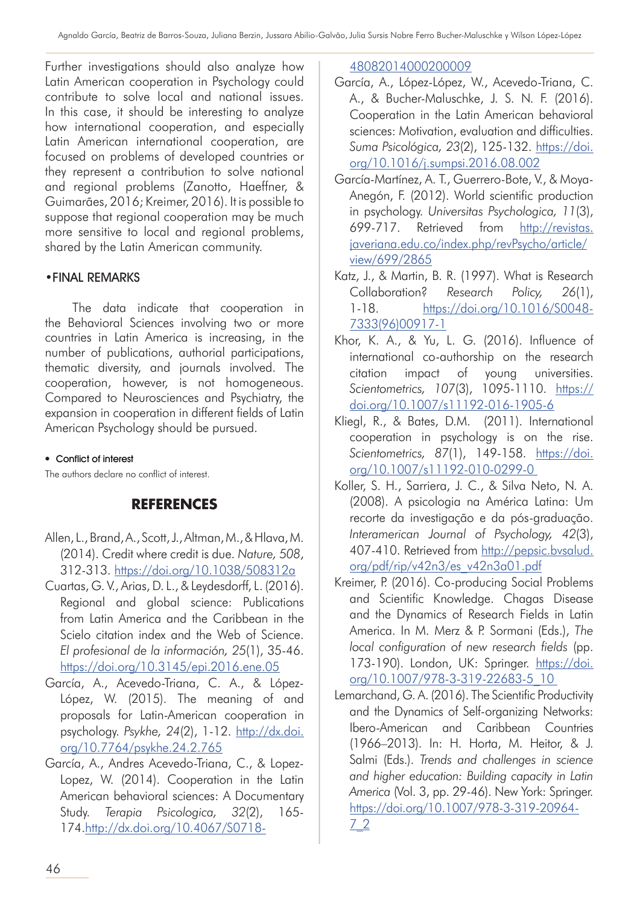Further investigations should also analyze how Latin American cooperation in Psychology could contribute to solve local and national issues. In this case, it should be interesting to analyze how international cooperation, and especially Latin American international cooperation, are focused on problems of developed countries or they represent a contribution to solve national and regional problems (Zanotto, Haeffner, & Guimarães, 2016; Kreimer, 2016). It is possible to suppose that regional cooperation may be much more sensitive to local and regional problems, shared by the Latin American community.

## • FINAL REMARKS

The data indicate that cooperation in the Behavioral Sciences involving two or more countries in Latin America is increasing, in the number of publications, authorial participations, thematic diversity, and journals involved. The cooperation, however, is not homogeneous. Compared to Neurosciences and Psychiatry, the expansion in cooperation in different fields of Latin American Psychology should be pursued.

- **Conflict of interest**

The authors declare no conflict of interest.

## REFERENCES

Allen, L., Brand, A., Scott, J., Altman, M., & Hlava, M. (2014). Credit where credit is due. *Nature, 508*, 312-313. https://doi.org/10.1038/508312a

Cuartas, G. V., Arias, D. L., & Leydesdorff, L. (2016). Regional and global science: Publications from Latin America and the Caribbean in the Scielo citation index and the Web of Science. *El profesional de la información, 25*(1), 35-46. https://doi.org/10.3145/epi.2016.ene.05

García, A., Acevedo-Triana, C. A., & López-López, W. (2015). The meaning of and proposals for Latin-American cooperation in psychology. *Psykhe, 24*(2), 1-12. http://dx.doi.org/10.7764/psykhe.24.2.765

García, A., Andres Acevedo-Triana, C., & Lopez-Lopez, W. (2014). Cooperation in the Latin American behavioral sciences: A Documentary Study. *Terapia Psicologica, 32*(2), 165-174.http://dx.doi.org/10.4067/S0718-48082014000200009

García, A., López-López, W., Acevedo-Triana, C. A., & Bucher-Maluschke, J. S. N. F. (2016). Cooperation in the Latin American behavioral sciences: Motivation, evaluation and difficulties. *Suma Psicológica, 23*(2), 125-132. https://doi.org/10.1016/j.sumpsi.2016.08.002

García-Martínez, A. T., Guerrero-Bote, V., & Moya-Anegón, F. (2012). World scientific production in psychology. *Universitas Psychologica, 11*(3), 699-717. Retrieved from http://revistas.javeriana.edu.co/index.php/revPsycho/article/view/699/2865

Katz, J., & Martin, B. R. (1997). What is Research Collaboration? *Research Policy, 26*(1), 1-18. https://doi.org/10.1016/S0048-7333(96)00917-1

Khor, K. A., & Yu, L. G. (2016). Influence of international co-authorship on the research citation impact of young universities. *Scientometrics, 107*(3), 1095-1110. https://doi.org/10.1007/s11192-016-1905-6

Kliegl, R., & Bates, D.M. (2011). International cooperation in psychology is on the rise. *Scientometrics, 87*(1), 149-158. https://doi.org/10.1007/s11192-010-0299-0

Koller, S. H., Sarriera, J. C., & Silva Neto, N. A. (2008). A psicologia na América Latina: Um recorte da investigação e da pós-graduação. *Interamerican Journal of Psychology, 42*(3), 407-410. Retrieved from http://pepsic.bvsalud.org/pdf/rip/v42n3/es_v42n3a01.pdf

Kreimer, P. (2016). Co-producing Social Problems and Scientific Knowledge. Chagas Disease and the Dynamics of Research Fields in Latin America. In M. Merz & P. Sormani (Eds.), *The local configuration of new research fields* (pp. 173-190). London, UK: Springer. https://doi.org/10.1007/978-3-319-22683-5_10

Lemarchand, G. A. (2016). The Scientific Productivity and the Dynamics of Self-organizing Networks: Ibero-American and Caribbean Countries (1966–2013). In: H. Horta, M. Heitor, & J. Salmi (Eds.). *Trends and challenges in science and higher education: Building capacity in Latin America* (Vol. 3, pp. 29-46). New York: Springer. https://doi.org/10.1007/978-3-319-20964-7_2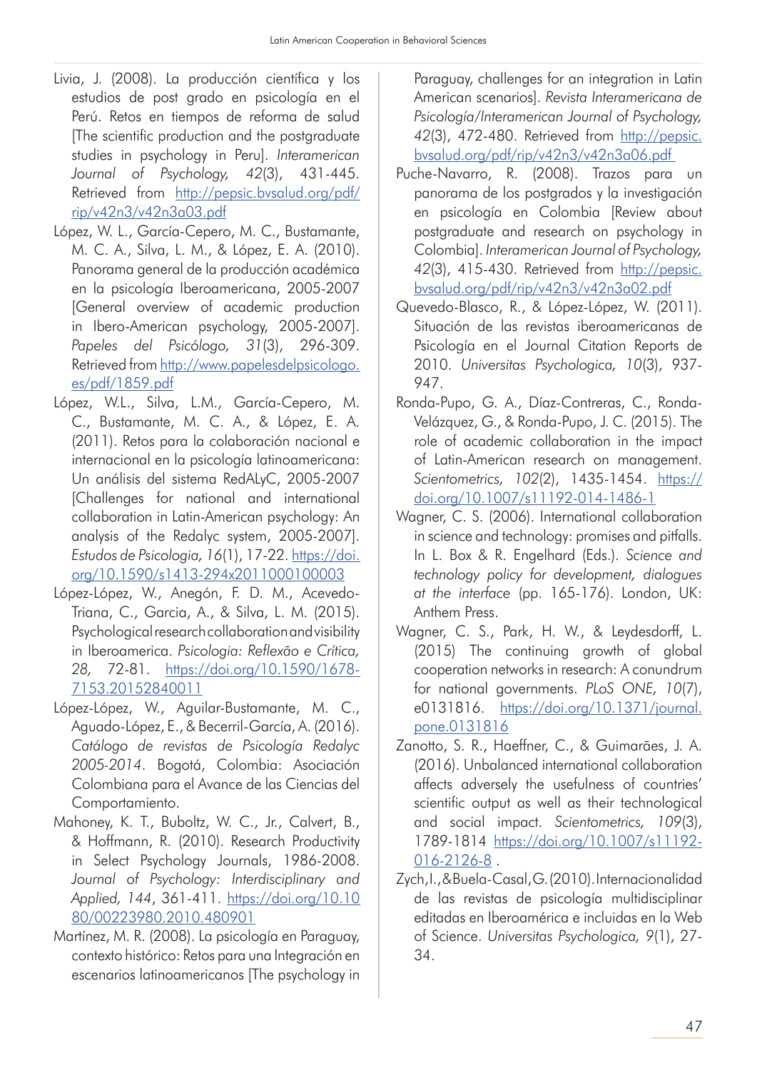Livia, J. (2008). La producción científica y los estudios de post grado en psicología en el Perú. Retos en tiempos de reforma de salud [The scientific production and the postgraduate studies in psychology in Peru]. *Interamerican Journal of Psychology, 42*(3), 431-445. Retrieved from http://pepsic.bvsalud.org/pdf/rip/v42n3/v42n3a03.pdf

López, W. L., García-Cepero, M. C., Bustamante, M. C. A., Silva, L. M., & López, E. A. (2010). Panorama general de la producción académica en la psicología Iberoamericana, 2005-2007 [General overview of academic production in Ibero-American psychology, 2005-2007]. *Papeles del Psicólogo, 31*(3), 296-309. Retrieved from http://www.papelesdelpsicologo.es/pdf/1859.pdf

López, W.L., Silva, L.M., García-Cepero, M. C., Bustamante, M. C. A., & López, E. A. (2011). Retos para la colaboración nacional e internacional en la psicología latinoamericana: Un análisis del sistema RedALyC, 2005-2007 [Challenges for national and international collaboration in Latin-American psychology: An analysis of the Redalyc system, 2005-2007]. *Estudos de Psicologia, 16*(1), 17-22. https://doi.org/10.1590/s1413-294x2011000100003

López-López, W., Anegón, F. D. M., Acevedo-Triana, C., Garcia, A., & Silva, L. M. (2015). Psychological research collaboration and visibility in Iberoamerica. *Psicologia: Reflexão e Crítica, 28*, 72-81. https://doi.org/10.1590/1678-7153.20152840011

López-López, W., Aguilar-Bustamante, M. C., Aguado-López, E., & Becerril-García, A. (2016). *Catálogo de revistas de Psicología Redalyc 2005-2014*. Bogotá, Colombia: Asociación Colombiana para el Avance de las Ciencias del Comportamiento.

Mahoney, K. T., Buboltz, W. C., Jr., Calvert, B., & Hoffmann, R. (2010). Research Productivity in Select Psychology Journals, 1986-2008. *Journal of Psychology: Interdisciplinary and Applied, 144*, 361-411. https://doi.org/10.1080/00223980.2010.480901

Martínez, M. R. (2008). La psicología en Paraguay, contexto histórico: Retos para una Integración en escenarios latinoamericanos [The psychology in Paraguay, challenges for an integration in Latin American scenarios]. *Revista Interamericana de Psicología/Interamerican Journal of Psychology, 42*(3), 472-480. Retrieved from http://pepsic.bvsalud.org/pdf/rip/v42n3/v42n3a06.pdf

Puche-Navarro, R. (2008). Trazos para un panorama de los postgrados y la investigación en psicología en Colombia [Review about postgraduate and research on psychology in Colombia]. *Interamerican Journal of Psychology, 42*(3), 415-430. Retrieved from http://pepsic.bvsalud.org/pdf/rip/v42n3/v42n3a02.pdf

Quevedo-Blasco, R., & López-López, W. (2011). Situación de las revistas iberoamericanas de Psicología en el Journal Citation Reports de 2010. *Universitas Psychologica, 10*(3), 937-947.

Ronda-Pupo, G. A., Díaz-Contreras, C., Ronda-Velázquez, G., & Ronda-Pupo, J. C. (2015). The role of academic collaboration in the impact of Latin-American research on management. *Scientometrics, 102*(2), 1435-1454. https://doi.org/10.1007/s11192-014-1486-1

Wagner, C. S. (2006). International collaboration in science and technology: promises and pitfalls. In L. Box & R. Engelhard (Eds.). *Science and technology policy for development, dialogues at the interface* (pp. 165-176). London, UK: Anthem Press.

Wagner, C. S., Park, H. W., & Leydesdorff, L. (2015) The continuing growth of global cooperation networks in research: A conundrum for national governments. *PLoS ONE, 10*(7), e0131816. https://doi.org/10.1371/journal.pone.0131816

Zanotto, S. R., Haeffner, C., & Guimarães, J. A. (2016). Unbalanced international collaboration affects adversely the usefulness of countries' scientific output as well as their technological and social impact. *Scientometrics, 109*(3), 1789-1814 https://doi.org/10.1007/s11192-016-2126-8 .

Zych, I., & Buela-Casal, G. (2010). Internacionalidad de las revistas de psicología multidisciplinar editadas en Iberoamérica e incluidas en la Web of Science. *Universitas Psychologica, 9*(1), 27-34.